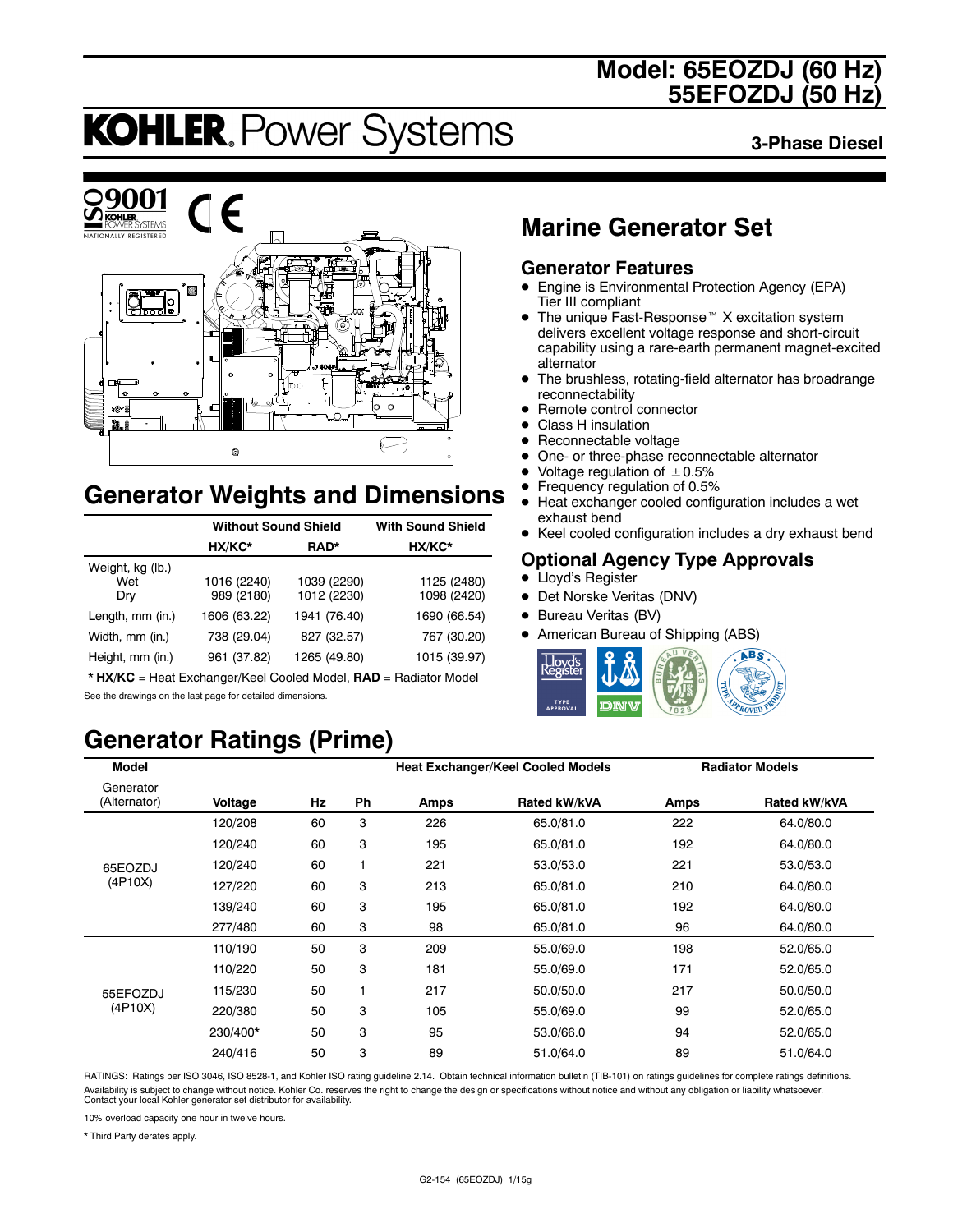# Model: 65EOZDJ (60 Hz) 55EFOZDJ (50 Hz)

KOHLER. Power Systems

**3-Phase Diesel**

## Marine Generator Set

### Generator Features

- Engine is Environmental Protection Agency (EPA) Tier III compliant
- The unique Fast-Response™ X excitation system delivers excellent voltage response and short-circuit capability using a rare-earth permanent magnet-excited alternator
- The brushless, rotating-field alternator has broadrange reconnectability
- Remote control connector
- Class H insulation
- Reconnectable voltage
- One- or three-phase reconnectable alternator
- Voltage regulation of ±0.5%
- Frequency regulation of 0.5%
- Heat exchanger cooled configuration includes a wet exhaust bend
- Keel cooled configuration includes a dry exhaust bend

### Optional Agency Type Approvals

- Lloyd's Register
- Det Norske Veritas (DNV)
- Bureau Veritas (BV)
- American Bureau of Shipping (ABS)

## Generator Weights and Dimensions

| | Without Sound Shield | | With Sound Shield |
|---|---|---|---|
| | HX/KC* | RAD* | HX/KC* |
| Weight, kg (lb.) | | | |
| Wet | 1016 (2240) | 1039 (2290) | 1125 (2480) |
| Dry | 989 (2180) | 1012 (2230) | 1098 (2420) |
| Length, mm (in.) | 1606 (63.22) | 1941 (76.40) | 1690 (66.54) |
| Width, mm (in.) | 738 (29.04) | 827 (32.57) | 767 (30.20) |
| Height, mm (in.) | 961 (37.82) | 1265 (49.80) | 1015 (39.97) |

* **HX/KC** = Heat Exchanger/Keel Cooled Model, **RAD** = Radiator Model

See the drawings on the last page for detailed dimensions.

## Generator Ratings (Prime)

| Model | | | | Heat Exchanger/Keel Cooled Models | | Radiator Models | |
|---|---|---|---|---|---|---|---|
| Generator (Alternator) | Voltage | Hz | Ph | Amps | Rated kW/kVA | Amps | Rated kW/kVA |
| 65EOZDJ (4P10X) | 120/208 | 60 | 3 | 226 | 65.0/81.0 | 222 | 64.0/80.0 |
| | 120/240 | 60 | 3 | 195 | 65.0/81.0 | 192 | 64.0/80.0 |
| | 120/240 | 60 | 1 | 221 | 53.0/53.0 | 221 | 53.0/53.0 |
| | 127/220 | 60 | 3 | 213 | 65.0/81.0 | 210 | 64.0/80.0 |
| | 139/240 | 60 | 3 | 195 | 65.0/81.0 | 192 | 64.0/80.0 |
| | 277/480 | 60 | 3 | 98 | 65.0/81.0 | 96 | 64.0/80.0 |
| 55EFOZDJ (4P10X) | 110/190 | 50 | 3 | 209 | 55.0/69.0 | 198 | 52.0/65.0 |
| | 110/220 | 50 | 3 | 181 | 55.0/69.0 | 171 | 52.0/65.0 |
| | 115/230 | 50 | 1 | 217 | 50.0/50.0 | 217 | 50.0/50.0 |
| | 220/380 | 50 | 3 | 105 | 55.0/69.0 | 99 | 52.0/65.0 |
| | 230/400* | 50 | 3 | 95 | 53.0/66.0 | 94 | 52.0/65.0 |
| | 240/416 | 50 | 3 | 89 | 51.0/64.0 | 89 | 51.0/64.0 |

RATINGS: Ratings per ISO 3046, ISO 8528-1, and Kohler ISO rating guideline 2.14. Obtain technical information bulletin (TIB-101) on ratings guidelines for complete ratings definitions. Availability is subject to change without notice. Kohler Co. reserves the right to change the design or specifications without notice and without any obligation or liability whatsoever. Contact your local Kohler generator set distributor for availability.

10% overload capacity one hour in twelve hours.

* Third Party derates apply.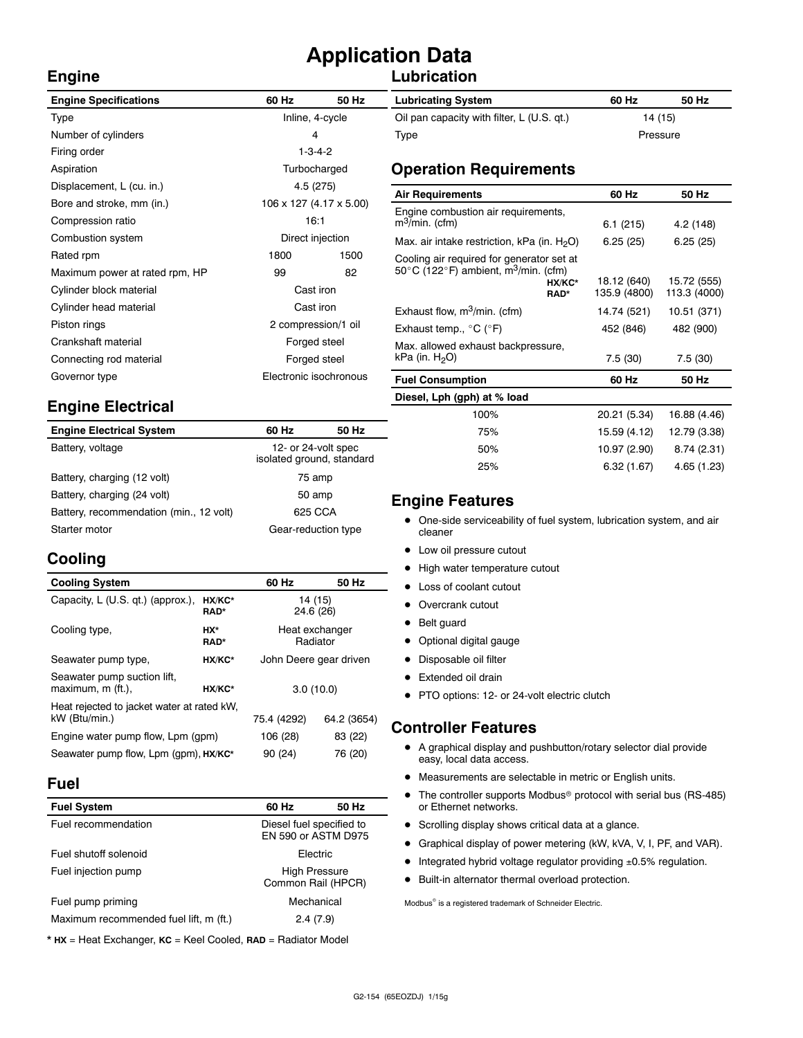# Application Data

## Engine

| Engine Specifications | 60 Hz | 50 Hz |
|---|---|---|
| Type | Inline, 4-cycle | |
| Number of cylinders | 4 | |
| Firing order | 1-3-4-2 | |
| Aspiration | Turbocharged | |
| Displacement, L (cu. in.) | 4.5 (275) | |
| Bore and stroke, mm (in.) | 106 x 127 (4.17 x 5.00) | |
| Compression ratio | 16:1 | |
| Combustion system | Direct injection | |
| Rated rpm | 1800 | 1500 |
| Maximum power at rated rpm, HP | 99 | 82 |
| Cylinder block material | Cast iron | |
| Cylinder head material | Cast iron | |
| Piston rings | 2 compression/1 oil | |
| Crankshaft material | Forged steel | |
| Connecting rod material | Forged steel | |
| Governor type | Electronic isochronous | |

## Engine Electrical

| Engine Electrical System | 60 Hz | 50 Hz |
|---|---|---|
| Battery, voltage | 12- or 24-volt spec isolated ground, standard | |
| Battery, charging (12 volt) | 75 amp | |
| Battery, charging (24 volt) | 50 amp | |
| Battery, recommendation (min., 12 volt) | 625 CCA | |
| Starter motor | Gear-reduction type | |

## Cooling

| Cooling System | | 60 Hz | 50 Hz |
|---|---|---|---|
| Capacity, L (U.S. qt.) (approx.), | HX/KC* | 14 (15) | |
| | RAD* | 24.6 (26) | |
| Cooling type, | HX* | Heat exchanger | |
| | RAD* | Radiator | |
| Seawater pump type, | HX/KC* | John Deere gear driven | |
| Seawater pump suction lift, maximum, m (ft.), | HX/KC* | 3.0 (10.0) | |
| Heat rejected to jacket water at rated kW, kW (Btu/min.) | | 75.4 (4292) | 64.2 (3654) |
| Engine water pump flow, Lpm (gpm) | | 106 (28) | 83 (22) |
| Seawater pump flow, Lpm (gpm), | HX/KC* | 90 (24) | 76 (20) |

## Fuel

| Fuel System | 60 Hz | 50 Hz |
|---|---|---|
| Fuel recommendation | Diesel fuel specified to EN 590 or ASTM D975 | |
| Fuel shutoff solenoid | Electric | |
| Fuel injection pump | High Pressure Common Rail (HPCR) | |
| Fuel pump priming | Mechanical | |
| Maximum recommended fuel lift, m (ft.) | 2.4 (7.9) | |

* **HX** = Heat Exchanger, **KC** = Keel Cooled, **RAD** = Radiator Model

## Lubrication

| Lubricating System | 60 Hz | 50 Hz |
|---|---|---|
| Oil pan capacity with filter, L (U.S. qt.) | 14 (15) | |
| Type | Pressure | |

## Operation Requirements

| Air Requirements | | 60 Hz | 50 Hz |
|---|---|---|---|
| Engine combustion air requirements, $m^3$/min. (cfm) | | 6.1 (215) | 4.2 (148) |
| Max. air intake restriction, kPa (in. $H_2O$) | | 6.25 (25) | 6.25 (25) |
| Cooling air required for generator set at 50°C (122°F) ambient, $m^3$/min. (cfm) | HX/KC* | 18.12 (640) | 15.72 (555) |
| | RAD* | 135.9 (4800) | 113.3 (4000) |
| Exhaust flow, $m^3$/min. (cfm) | | 14.74 (521) | 10.51 (371) |
| Exhaust temp., °C (°F) | | 452 (846) | 482 (900) |
| Max. allowed exhaust backpressure, kPa (in. $H_2O$) | | 7.5 (30) | 7.5 (30) |

| Fuel Consumption | 60 Hz | 50 Hz |
|---|---|---|
| **Diesel, Lph (gph) at % load** | | |
| 100% | 20.21 (5.34) | 16.88 (4.46) |
| 75% | 15.59 (4.12) | 12.79 (3.38) |
| 50% | 10.97 (2.90) | 8.74 (2.31) |
| 25% | 6.32 (1.67) | 4.65 (1.23) |

## Engine Features

- One-side serviceability of fuel system, lubrication system, and air cleaner
- Low oil pressure cutout
- High water temperature cutout
- Loss of coolant cutout
- Overcrank cutout
- Belt guard
- Optional digital gauge
- Disposable oil filter
- Extended oil drain
- PTO options: 12- or 24-volt electric clutch

## Controller Features

- A graphical display and pushbutton/rotary selector dial provide easy, local data access.
- Measurements are selectable in metric or English units.
- The controller supports Modbus® protocol with serial bus (RS-485) or Ethernet networks.
- Scrolling display shows critical data at a glance.
- Graphical display of power metering (kW, kVA, V, I, PF, and VAR).
- Integrated hybrid voltage regulator providing ±0.5% regulation.
- Built-in alternator thermal overload protection.

Modbus® is a registered trademark of Schneider Electric.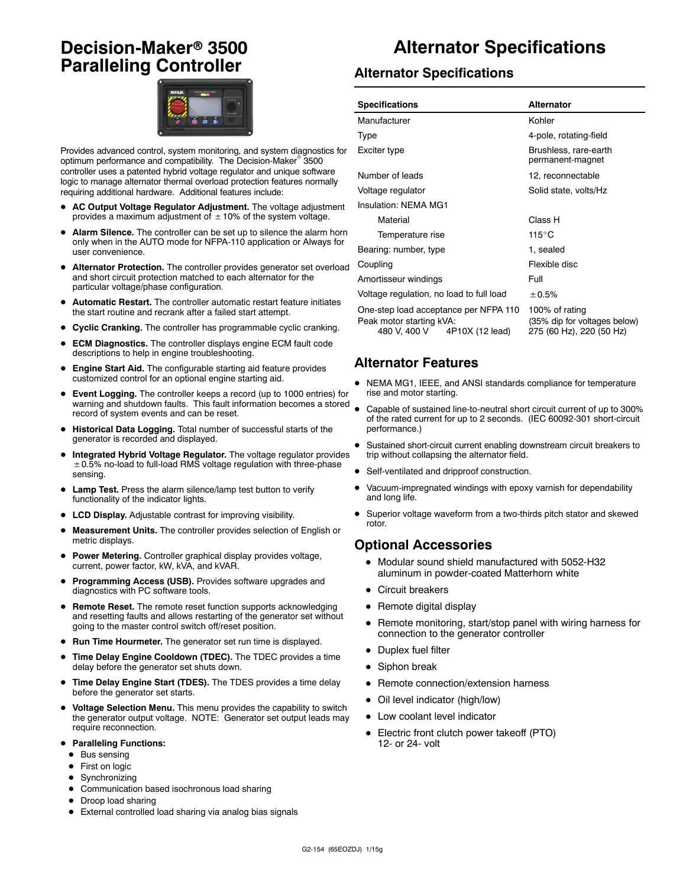# Decision-Maker® 3500 Paralleling Controller

Provides advanced control, system monitoring, and system diagnostics for optimum performance and compatibility. The Decision-Maker® 3500 controller uses a patented hybrid voltage regulator and unique software logic to manage alternator thermal overload protection features normally requiring additional hardware. Additional features include:

- **AC Output Voltage Regulator Adjustment.** The voltage adjustment provides a maximum adjustment of ±10% of the system voltage.
- **Alarm Silence.** The controller can be set up to silence the alarm horn only when in the AUTO mode for NFPA-110 application or Always for user convenience.
- **Alternator Protection.** The controller provides generator set overload and short circuit protection matched to each alternator for the particular voltage/phase configuration.
- **Automatic Restart.** The controller automatic restart feature initiates the start routine and recrank after a failed start attempt.
- **Cyclic Cranking.** The controller has programmable cyclic cranking.
- **ECM Diagnostics.** The controller displays engine ECM fault code descriptions to help in engine troubleshooting.
- **Engine Start Aid.** The configurable starting aid feature provides customized control for an optional engine starting aid.
- **Event Logging.** The controller keeps a record (up to 1000 entries) for warning and shutdown faults. This fault information becomes a stored record of system events and can be reset.
- **Historical Data Logging.** Total number of successful starts of the generator is recorded and displayed.
- **Integrated Hybrid Voltage Regulator.** The voltage regulator provides ±0.5% no-load to full-load RMS voltage regulation with three-phase sensing.
- **Lamp Test.** Press the alarm silence/lamp test button to verify functionality of the indicator lights.
- **LCD Display.** Adjustable contrast for improving visibility.
- **Measurement Units.** The controller provides selection of English or metric displays.
- **Power Metering.** Controller graphical display provides voltage, current, power factor, kW, kVA, and kVAR.
- **Programming Access (USB).** Provides software upgrades and diagnostics with PC software tools.
- **Remote Reset.** The remote reset function supports acknowledging and resetting faults and allows restarting of the generator set without going to the master control switch off/reset position.
- **Run Time Hourmeter.** The generator set run time is displayed.
- **Time Delay Engine Cooldown (TDEC).** The TDEC provides a time delay before the generator set shuts down.
- **Time Delay Engine Start (TDES).** The TDES provides a time delay before the generator set starts.
- **Voltage Selection Menu.** This menu provides the capability to switch the generator output voltage. NOTE: Generator set output leads may require reconnection.
- **Paralleling Functions:**
  - Bus sensing
  - First on logic
  - Synchronizing
  - Communication based isochronous load sharing
  - Droop load sharing
  - External controlled load sharing via analog bias signals

# Alternator Specifications

## Alternator Specifications

| Specifications | Alternator |
|---|---|
| Manufacturer | Kohler |
| Type | 4-pole, rotating-field |
| Exciter type | Brushless, rare-earth permanent-magnet |
| Number of leads | 12, reconnectable |
| Voltage regulator | Solid state, volts/Hz |
| Insulation: NEMA MG1 | |
| Material | Class H |
| Temperature rise | 115°C |
| Bearing: number, type | 1, sealed |
| Coupling | Flexible disc |
| Amortisseur windings | Full |
| Voltage regulation, no load to full load | ±0.5% |
| One-step load acceptance per NFPA 110 | 100% of rating |
| Peak motor starting kVA: | (35% dip for voltages below) |
| 480 V, 400 V 4P10X (12 lead) | 275 (60 Hz), 220 (50 Hz) |

## Alternator Features

- NEMA MG1, IEEE, and ANSI standards compliance for temperature rise and motor starting.
- Capable of sustained line-to-neutral short circuit current of up to 300% of the rated current for up to 2 seconds. (IEC 60092-301 short-circuit performance.)
- Sustained short-circuit current enabling downstream circuit breakers to trip without collapsing the alternator field.
- Self-ventilated and dripproof construction.
- Vacuum-impregnated windings with epoxy varnish for dependability and long life.
- Superior voltage waveform from a two-thirds pitch stator and skewed rotor.

## Optional Accessories

- Modular sound shield manufactured with 5052-H32 aluminum in powder-coated Matterhorn white
- Circuit breakers
- Remote digital display
- Remote monitoring, start/stop panel with wiring harness for connection to the generator controller
- Duplex fuel filter
- Siphon break
- Remote connection/extension harness
- Oil level indicator (high/low)
- Low coolant level indicator
- Electric front clutch power takeoff (PTO) 12- or 24- volt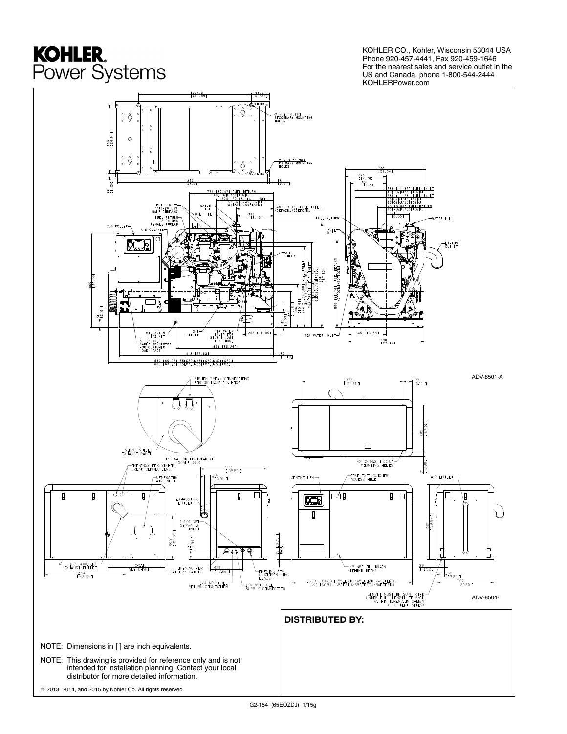# KOHLER. Power Systems

KOHLER CO., Kohler, Wisconsin 53044 USA
Phone 920-457-4441, Fax 920-459-1646
For the nearest sales and service outlet in the US and Canada, phone 1-800-544-2444
KOHLERPower.com

1034.0 [40.709]
66.0 [2.598]
Ø14.3 [0.56] SECONDARY MOUNTING HOLES
625 [24.61]
Ø14.3 [0.56] PRIMARY MOUNTING HOLES
33 [1.28]
1377 [54.21]
18 [0.71]

774 [30.47] FUEL RETURN 40EFOZDJ/35EFOZDJ
524 [20.63] FUEL INLET 55EOZDJ/45EFOZDJ 65EOZDJ/55EFOZDJ
340 [13.40] FUEL INLET 40EFOZDJ/35EFOZDJ
353 [13.90]
FUEL INLET 7/16-20 UNS MALE THREADS
FUEL RETURN 1/2-24 UNS FEMALE THREAD
WATER FILL
OIL FILL
FUEL RETURN
CONTROLLER
AIR CLEANER
OIL CHECK
860 [33.86]
51 [2.01]
OIL DRAIN 1/2 NPT
51 [2.00] CABLE CONNECTOR FOR CUSTOMER LOAD LEADS
OIL FILTER
SEA WATER INLET FOR 31.8 [1.25] I.D. HOSE
255 [10.06]
895 [35.26]
1413 [55.63]
30 [1.19]
1549 [60.97] 55EOZDJ/45EFOZDJ/40EFOZDJ
1606 [63.23] 65EOZDJ/55EFOZDJ/35EFOZDJ

738 [29.04]
375 [14.78]
326 [12.84]
288 [11.32] FUEL INLET 65EOZDJ/55EFOZDJ
285 [11.23] FUEL INLET 55EOZDJ/45EFOZDJ 60EOZDJ/35EFOZDJ
76 [3.00] FUEL RETURN 40EFOZDJ/35EFOZDJ
212 [8.35]
FUEL INLET
WATER FILL
EXHAUST OUTLET
806 [31.74] FUEL RETURN 40EFOZDJ/35EFOZDJ
SEA WATER INLET
345 [13.58]
690 [27.17]

ADV-8501-A

SIPHON BREAK CONNECTIONS FOR 38 [1.50] I.D. HOSE
SOUND SHIELD EXHAUST PANEL
OPTIONAL SIPHON BREAK KIT SCALE .250
OPENINGS FOR SIPHON BREAK CONNECTIONS
GENERATOR AIR INLET
EXHAUST OUTLET
1 1/4 NPT SEAWATER INLET
Ø 102 [4.00] O.D. EXHAUST OUTLET
X-DIM. SEE CHART
1104 [43.45]
902 [35.50]
84 [3.31]
439 [17.26]
OPENING FOR BATTERY CABLES
1/4 NPT FUEL RETURN CONNECTION
1/4 NPT FUEL SUPPLY CONNECTION
OPENING FOR CUSTOMER LOAD LEADS

1377 [54.21]
127 [5.00]
625 [24.61]
4X Ø14.3 [.056] MOUNTING HOLES
CONTROLLER
FIRE EXTINGUISHER ACCESS HOLE
AIR OUTLET
1/2 NPT OIL DRAIN (BEHIND DOOR)
1633 [64.29] 55EOZDJ/45EFOZDJ/40EFOZDJ
1690 [66.54] 65EOZDJ/55EFOZDJ/35EFOZDJ
39 [1.52]
56 [2.20]
767 [30.20]
GENSET MUST BE SUPPORTED UNDER FULL LENGTH OF RAIL WITHIN DIMENSION SHOWN (TYP. BOTH SIDES)

ADV-8504-

**DISTRIBUTED BY:**

NOTE: Dimensions in [ ] are inch equivalents.

NOTE: This drawing is provided for reference only and is not intended for installation planning. Contact your local distributor for more detailed information.

© 2013, 2014, and 2015 by Kohler Co. All rights reserved.

G2-154 (65EOZDJ) 1/15g